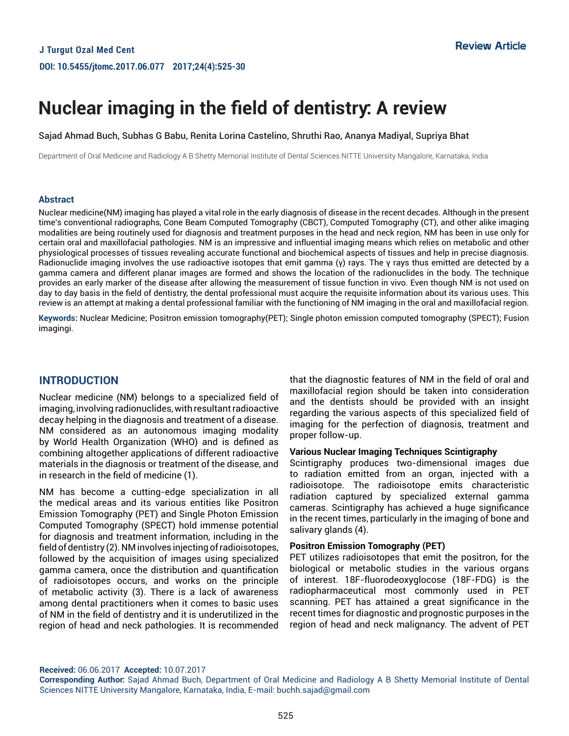Review Article

# Nuclear imaging in the field of dentistry: A review

Sajad Ahmad Buch, Subhas G Babu, Renita Lorina Castelino, Shruthi Rao, Ananya Madiyal, Supriya Bhat

Department of Oral Medicine and Radiology A B Shetty Memorial Institute of Dental Sciences NITTE University Mangalore, Karnataka, India

### Abstract

Nuclear medicine(NM) imaging has played a vital role in the early diagnosis of disease in the recent decades. Although in the present time's conventional radiographs, Cone Beam Computed Tomography (CBCT), Computed Tomography (CT), and other alike imaging modalities are being routinely used for diagnosis and treatment purposes in the head and neck region, NM has been in use only for certain oral and maxillofacial pathologies. NM is an impressive and influential imaging means which relies on metabolic and other physiological processes of tissues revealing accurate functional and biochemical aspects of tissues and help in precise diagnosis. Radionuclide imaging involves the use radioactive isotopes that emit gamma (γ) rays. The γ rays thus emitted are detected by a gamma camera and different planar images are formed and shows the location of the radionuclides in the body. The technique provides an early marker of the disease after allowing the measurement of tissue function in vivo. Even though NM is not used on day to day basis in the field of dentistry, the dental professional must acquire the requisite information about its various uses. This review is an attempt at making a dental professional familiar with the functioning of NM imaging in the oral and maxillofacial region.

**Keywords:** Nuclear Medicine; Positron emission tomography(PET); Single photon emission computed tomography (SPECT); Fusion imagingi.

## INTRODUCTION

Nuclear medicine (NM) belongs to a specialized field of imaging, involving radionuclides, with resultant radioactive decay helping in the diagnosis and treatment of a disease. NM considered as an autonomous imaging modality by World Health Organization (WHO) and is defined as combining altogether applications of different radioactive materials in the diagnosis or treatment of the disease, and in research in the field of medicine (1).

NM has become a cutting-edge specialization in all the medical areas and its various entities like Positron Emission Tomography (PET) and Single Photon Emission Computed Tomography (SPECT) hold immense potential for diagnosis and treatment information, including in the field of dentistry (2). NM involves injecting of radioisotopes, followed by the acquisition of images using specialized gamma camera, once the distribution and quantification of radioisotopes occurs, and works on the principle of metabolic activity (3). There is a lack of awareness among dental practitioners when it comes to basic uses of NM in the field of dentistry and it is underutilized in the region of head and neck pathologies. It is recommended that the diagnostic features of NM in the field of oral and maxillofacial region should be taken into consideration and the dentists should be provided with an insight regarding the various aspects of this specialized field of imaging for the perfection of diagnosis, treatment and proper follow-up.

### Various Nuclear Imaging Techniques Scintigraphy

Scintigraphy produces two-dimensional images due to radiation emitted from an organ, injected with a radioisotope. The radioisotope emits characteristic radiation captured by specialized external gamma cameras. Scintigraphy has achieved a huge significance in the recent times, particularly in the imaging of bone and salivary glands (4).

### Positron Emission Tomography (PET)

PET utilizes radioisotopes that emit the positron, for the biological or metabolic studies in the various organs of interest. 18F-fluorodeoxyglucose (18F-FDG) is the radiopharmaceutical most commonly used in PET scanning. PET has attained a great significance in the recent times for diagnostic and prognostic purposes in the region of head and neck malignancy. The advent of PET

**Received:** 06.06.2017 **Accepted:** 10.07.2017
**Corresponding Author:** Sajad Ahmad Buch, Department of Oral Medicine and Radiology A B Shetty Memorial Institute of Dental Sciences NITTE University Mangalore, Karnataka, India, E-mail: buchh.sajad@gmail.com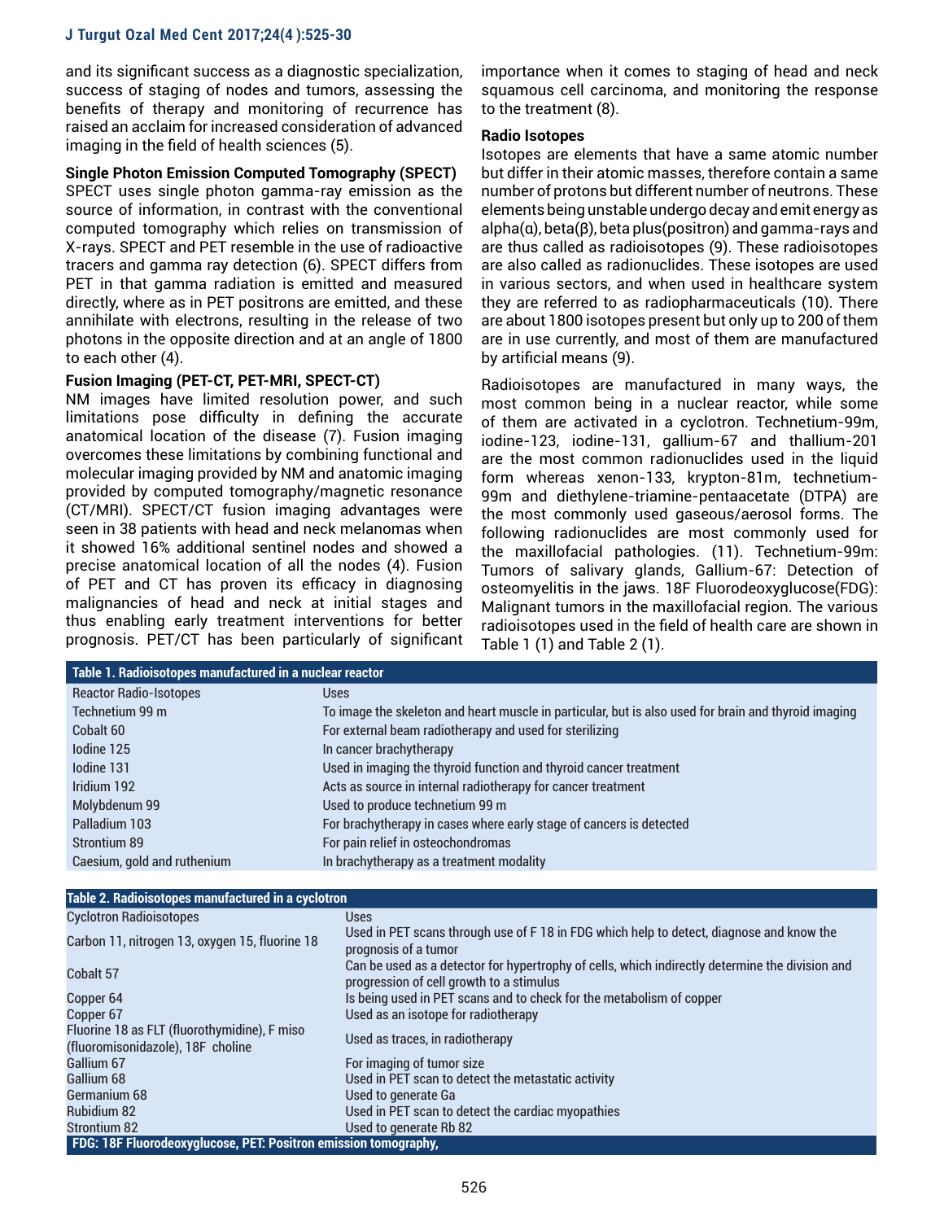and its significant success as a diagnostic specialization, success of staging of nodes and tumors, assessing the benefits of therapy and monitoring of recurrence has raised an acclaim for increased consideration of advanced imaging in the field of health sciences (5).

**Single Photon Emission Computed Tomography (SPECT)**

SPECT uses single photon gamma-ray emission as the source of information, in contrast with the conventional computed tomography which relies on transmission of X-rays. SPECT and PET resemble in the use of radioactive tracers and gamma ray detection (6). SPECT differs from PET in that gamma radiation is emitted and measured directly, where as in PET positrons are emitted, and these annihilate with electrons, resulting in the release of two photons in the opposite direction and at an angle of 1800 to each other (4).

**Fusion Imaging (PET-CT, PET-MRI, SPECT-CT)**

NM images have limited resolution power, and such limitations pose difficulty in defining the accurate anatomical location of the disease (7). Fusion imaging overcomes these limitations by combining functional and molecular imaging provided by NM and anatomic imaging provided by computed tomography/magnetic resonance (CT/MRI). SPECT/CT fusion imaging advantages were seen in 38 patients with head and neck melanomas when it showed 16% additional sentinel nodes and showed a precise anatomical location of all the nodes (4). Fusion of PET and CT has proven its efficacy in diagnosing malignancies of head and neck at initial stages and thus enabling early treatment interventions for better prognosis. PET/CT has been particularly of significant importance when it comes to staging of head and neck squamous cell carcinoma, and monitoring the response to the treatment (8).

**Radio Isotopes**

Isotopes are elements that have a same atomic number but differ in their atomic masses, therefore contain a same number of protons but different number of neutrons. These elements being unstable undergo decay and emit energy as alpha(α), beta(β), beta plus(positron) and gamma-rays and are thus called as radioisotopes (9). These radioisotopes are also called as radionuclides. These isotopes are used in various sectors, and when used in healthcare system they are referred to as radiopharmaceuticals (10). There are about 1800 isotopes present but only up to 200 of them are in use currently, and most of them are manufactured by artificial means (9).

Radioisotopes are manufactured in many ways, the most common being in a nuclear reactor, while some of them are activated in a cyclotron. Technetium-99m, iodine-123, iodine-131, gallium-67 and thallium-201 are the most common radionuclides used in the liquid form whereas xenon-133, krypton-81m, technetium-99m and diethylene-triamine-pentaacetate (DTPA) are the most commonly used gaseous/aerosol forms. The following radionuclides are most commonly used for the maxillofacial pathologies. (11). Technetium-99m: Tumors of salivary glands, Gallium-67: Detection of osteomyelitis in the jaws. 18F Fluorodeoxyglucose(FDG): Malignant tumors in the maxillofacial region. The various radioisotopes used in the field of health care are shown in Table 1 (1) and Table 2 (1).

**Table 1. Radioisotopes manufactured in a nuclear reactor**

| Reactor Radio-Isotopes | Uses |
|---|---|
| Technetium 99 m | To image the skeleton and heart muscle in particular, but is also used for brain and thyroid imaging |
| Cobalt 60 | For external beam radiotherapy and used for sterilizing |
| Iodine 125 | In cancer brachytherapy |
| Iodine 131 | Used in imaging the thyroid function and thyroid cancer treatment |
| Iridium 192 | Acts as source in internal radiotherapy for cancer treatment |
| Molybdenum 99 | Used to produce technetium 99 m |
| Palladium 103 | For brachytherapy in cases where early stage of cancers is detected |
| Strontium 89 | For pain relief in osteochondromas |
| Caesium, gold and ruthenium | In brachytherapy as a treatment modality |

**Table 2. Radioisotopes manufactured in a cyclotron**

| Cyclotron Radioisotopes | Uses |
|---|---|
| Carbon 11, nitrogen 13, oxygen 15, fluorine 18 | Used in PET scans through use of F 18 in FDG which help to detect, diagnose and know the prognosis of a tumor |
| Cobalt 57 | Can be used as a detector for hypertrophy of cells, which indirectly determine the division and progression of cell growth to a stimulus |
| Copper 64 | Is being used in PET scans and to check for the metabolism of copper |
| Copper 67 | Used as an isotope for radiotherapy |
| Fluorine 18 as FLT (fluorothymidine), F miso (fluoromisonidazole), 18F choline | Used as traces, in radiotherapy |
| Gallium 67 | For imaging of tumor size |
| Gallium 68 | Used in PET scan to detect the metastatic activity |
| Germanium 68 | Used to generate Ga |
| Rubidium 82 | Used in PET scan to detect the cardiac myopathies |
| Strontium 82 | Used to generate Rb 82 |

FDG: 18F Fluorodeoxyglucose, PET: Positron emission tomography,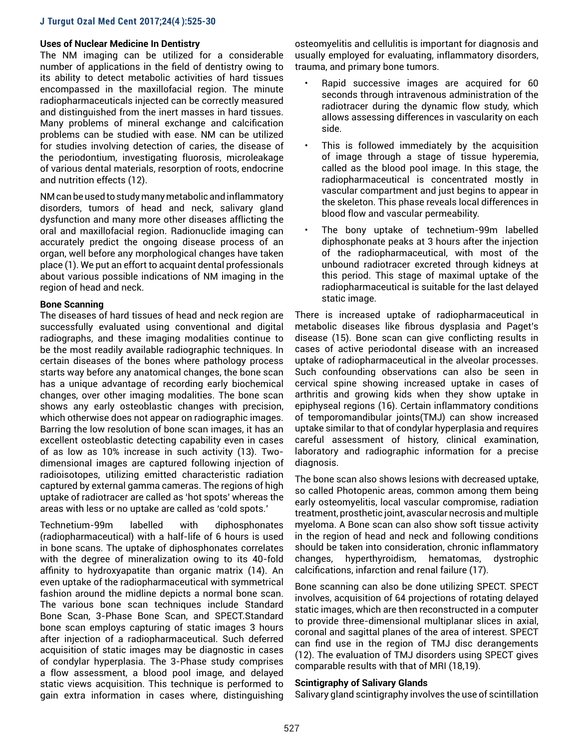### Uses of Nuclear Medicine In Dentistry

The NM imaging can be utilized for a considerable number of applications in the field of dentistry owing to its ability to detect metabolic activities of hard tissues encompassed in the maxillofacial region. The minute radiopharmaceuticals injected can be correctly measured and distinguished from the inert masses in hard tissues. Many problems of mineral exchange and calcification problems can be studied with ease. NM can be utilized for studies involving detection of caries, the disease of the periodontium, investigating fluorosis, microleakage of various dental materials, resorption of roots, endocrine and nutrition effects (12).

NM can be used to study many metabolic and inflammatory disorders, tumors of head and neck, salivary gland dysfunction and many more other diseases afflicting the oral and maxillofacial region. Radionuclide imaging can accurately predict the ongoing disease process of an organ, well before any morphological changes have taken place (1). We put an effort to acquaint dental professionals about various possible indications of NM imaging in the region of head and neck.

### Bone Scanning

The diseases of hard tissues of head and neck region are successfully evaluated using conventional and digital radiographs, and these imaging modalities continue to be the most readily available radiographic techniques. In certain diseases of the bones where pathology process starts way before any anatomical changes, the bone scan has a unique advantage of recording early biochemical changes, over other imaging modalities. The bone scan shows any early osteoblastic changes with precision, which otherwise does not appear on radiographic images. Barring the low resolution of bone scan images, it has an excellent osteoblastic detecting capability even in cases of as low as 10% increase in such activity (13). Two-dimensional images are captured following injection of radioisotopes, utilizing emitted characteristic radiation captured by external gamma cameras. The regions of high uptake of radiotracer are called as 'hot spots' whereas the areas with less or no uptake are called as 'cold spots.'

Technetium-99m labelled with diphosphonates (radiopharmaceutical) with a half-life of 6 hours is used in bone scans. The uptake of diphosphonates correlates with the degree of mineralization owing to its 40-fold affinity to hydroxyapatite than organic matrix (14). An even uptake of the radiopharmaceutical with symmetrical fashion around the midline depicts a normal bone scan. The various bone scan techniques include Standard Bone Scan, 3-Phase Bone Scan, and SPECT.Standard bone scan employs capturing of static images 3 hours after injection of a radiopharmaceutical. Such deferred acquisition of static images may be diagnostic in cases of condylar hyperplasia. The 3-Phase study comprises a flow assessment, a blood pool image, and delayed static views acquisition. This technique is performed to gain extra information in cases where, distinguishing osteomyelitis and cellulitis is important for diagnosis and usually employed for evaluating, inflammatory disorders, trauma, and primary bone tumors.

- Rapid successive images are acquired for 60 seconds through intravenous administration of the radiotracer during the dynamic flow study, which allows assessing differences in vascularity on each side.
- This is followed immediately by the acquisition of image through a stage of tissue hyperemia, called as the blood pool image. In this stage, the radiopharmaceutical is concentrated mostly in vascular compartment and just begins to appear in the skeleton. This phase reveals local differences in blood flow and vascular permeability.
- The bony uptake of technetium-99m labelled diphosphonate peaks at 3 hours after the injection of the radiopharmaceutical, with most of the unbound radiotracer excreted through kidneys at this period. This stage of maximal uptake of the radiopharmaceutical is suitable for the last delayed static image.

There is increased uptake of radiopharmaceutical in metabolic diseases like fibrous dysplasia and Paget's disease (15). Bone scan can give conflicting results in cases of active periodontal disease with an increased uptake of radiopharmaceutical in the alveolar processes. Such confounding observations can also be seen in cervical spine showing increased uptake in cases of arthritis and growing kids when they show uptake in epiphyseal regions (16). Certain inflammatory conditions of temporomandibular joints(TMJ) can show increased uptake similar to that of condylar hyperplasia and requires careful assessment of history, clinical examination, laboratory and radiographic information for a precise diagnosis.

The bone scan also shows lesions with decreased uptake, so called Photopenic areas, common among them being early osteomyelitis, local vascular compromise, radiation treatment, prosthetic joint, avascular necrosis and multiple myeloma. A Bone scan can also show soft tissue activity in the region of head and neck and following conditions should be taken into consideration, chronic inflammatory changes, hyperthyroidism, hematomas, dystrophic calcifications, infarction and renal failure (17).

Bone scanning can also be done utilizing SPECT. SPECT involves, acquisition of 64 projections of rotating delayed static images, which are then reconstructed in a computer to provide three-dimensional multiplanar slices in axial, coronal and sagittal planes of the area of interest. SPECT can find use in the region of TMJ disc derangements (12). The evaluation of TMJ disorders using SPECT gives comparable results with that of MRI (18,19).

### Scintigraphy of Salivary Glands

Salivary gland scintigraphy involves the use of scintillation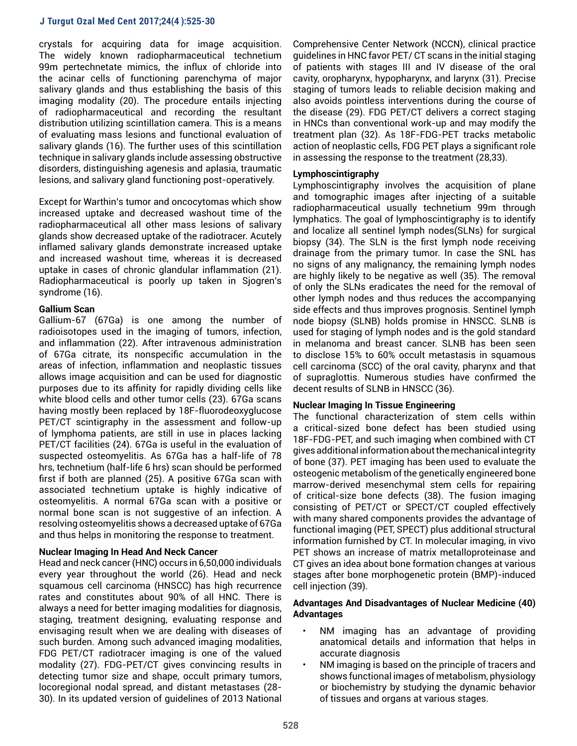crystals for acquiring data for image acquisition. The widely known radiopharmaceutical technetium 99m pertechnetate mimics, the influx of chloride into the acinar cells of functioning parenchyma of major salivary glands and thus establishing the basis of this imaging modality (20). The procedure entails injecting of radiopharmaceutical and recording the resultant distribution utilizing scintillation camera. This is a means of evaluating mass lesions and functional evaluation of salivary glands (16). The further uses of this scintillation technique in salivary glands include assessing obstructive disorders, distinguishing agenesis and aplasia, traumatic lesions, and salivary gland functioning post-operatively.

Except for Warthin's tumor and oncocytomas which show increased uptake and decreased washout time of the radiopharmaceutical all other mass lesions of salivary glands show decreased uptake of the radiotracer. Acutely inflamed salivary glands demonstrate increased uptake and increased washout time, whereas it is decreased uptake in cases of chronic glandular inflammation (21). Radiopharmaceutical is poorly up taken in Sjogren's syndrome (16).

**Gallium Scan**

Gallium-67 (67Ga) is one among the number of radioisotopes used in the imaging of tumors, infection, and inflammation (22). After intravenous administration of 67Ga citrate, its nonspecific accumulation in the areas of infection, inflammation and neoplastic tissues allows image acquisition and can be used for diagnostic purposes due to its affinity for rapidly dividing cells like white blood cells and other tumor cells (23). 67Ga scans having mostly been replaced by 18F-fluorodeoxyglucose PET/CT scintigraphy in the assessment and follow-up of lymphoma patients, are still in use in places lacking PET/CT facilities (24). 67Ga is useful in the evaluation of suspected osteomyelitis. As 67Ga has a half-life of 78 hrs, technetium (half-life 6 hrs) scan should be performed first if both are planned (25). A positive 67Ga scan with associated technetium uptake is highly indicative of osteomyelitis. A normal 67Ga scan with a positive or normal bone scan is not suggestive of an infection. A resolving osteomyelitis shows a decreased uptake of 67Ga and thus helps in monitoring the response to treatment.

**Nuclear Imaging In Head And Neck Cancer**

Head and neck cancer (HNC) occurs in 6,50,000 individuals every year throughout the world (26). Head and neck squamous cell carcinoma (HNSCC) has high recurrence rates and constitutes about 90% of all HNC. There is always a need for better imaging modalities for diagnosis, staging, treatment designing, evaluating response and envisaging result when we are dealing with diseases of such burden. Among such advanced imaging modalities, FDG PET/CT radiotracer imaging is one of the valued modality (27). FDG-PET/CT gives convincing results in detecting tumor size and shape, occult primary tumors, locoregional nodal spread, and distant metastases (28-30). In its updated version of guidelines of 2013 National Comprehensive Center Network (NCCN), clinical practice guidelines in HNC favor PET/ CT scans in the initial staging of patients with stages III and IV disease of the oral cavity, oropharynx, hypopharynx, and larynx (31). Precise staging of tumors leads to reliable decision making and also avoids pointless interventions during the course of the disease (29). FDG PET/CT delivers a correct staging in HNCs than conventional work-up and may modify the treatment plan (32). As 18F-FDG-PET tracks metabolic action of neoplastic cells, FDG PET plays a significant role in assessing the response to the treatment (28,33).

**Lymphoscintigraphy**

Lymphoscintigraphy involves the acquisition of plane and tomographic images after injecting of a suitable radiopharmaceutical usually technetium 99m through lymphatics. The goal of lymphoscintigraphy is to identify and localize all sentinel lymph nodes(SLNs) for surgical biopsy (34). The SLN is the first lymph node receiving drainage from the primary tumor. In case the SNL has no signs of any malignancy, the remaining lymph nodes are highly likely to be negative as well (35). The removal of only the SLNs eradicates the need for the removal of other lymph nodes and thus reduces the accompanying side effects and thus improves prognosis. Sentinel lymph node biopsy (SLNB) holds promise in HNSCC. SLNB is used for staging of lymph nodes and is the gold standard in melanoma and breast cancer. SLNB has been seen to disclose 15% to 60% occult metastasis in squamous cell carcinoma (SCC) of the oral cavity, pharynx and that of supraglottis. Numerous studies have confirmed the decent results of SLNB in HNSCC (36).

**Nuclear Imaging In Tissue Engineering**

The functional characterization of stem cells within a critical-sized bone defect has been studied using 18F-FDG-PET, and such imaging when combined with CT gives additional information about the mechanical integrity of bone (37). PET imaging has been used to evaluate the osteogenic metabolism of the genetically engineered bone marrow-derived mesenchymal stem cells for repairing of critical-size bone defects (38). The fusion imaging consisting of PET/CT or SPECT/CT coupled effectively with many shared components provides the advantage of functional imaging (PET, SPECT) plus additional structural information furnished by CT. In molecular imaging, in vivo PET shows an increase of matrix metalloproteinase and CT gives an idea about bone formation changes at various stages after bone morphogenetic protein (BMP)-induced cell injection (39).

**Advantages And Disadvantages of Nuclear Medicine (40)**

**Advantages**

- NM imaging has an advantage of providing anatomical details and information that helps in accurate diagnosis
- NM imaging is based on the principle of tracers and shows functional images of metabolism, physiology or biochemistry by studying the dynamic behavior of tissues and organs at various stages.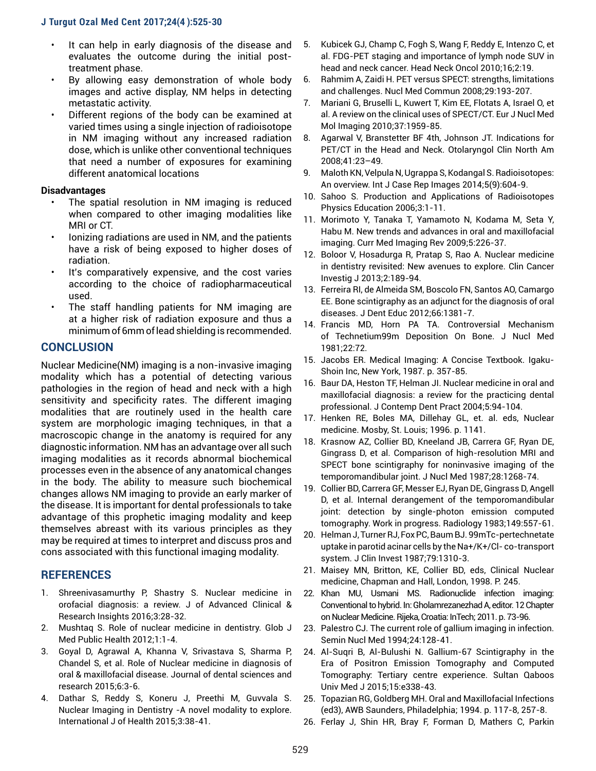- It can help in early diagnosis of the disease and evaluates the outcome during the initial post-treatment phase.
- By allowing easy demonstration of whole body images and active display, NM helps in detecting metastatic activity.
- Different regions of the body can be examined at varied times using a single injection of radioisotope in NM imaging without any increased radiation dose, which is unlike other conventional techniques that need a number of exposures for examining different anatomical locations

**Disadvantages**

- The spatial resolution in NM imaging is reduced when compared to other imaging modalities like MRI or CT.
- Ionizing radiations are used in NM, and the patients have a risk of being exposed to higher doses of radiation.
- It's comparatively expensive, and the cost varies according to the choice of radiopharmaceutical used.
- The staff handling patients for NM imaging are at a higher risk of radiation exposure and thus a minimum of 6mm of lead shielding is recommended.

## CONCLUSION

Nuclear Medicine(NM) imaging is a non-invasive imaging modality which has a potential of detecting various pathologies in the region of head and neck with a high sensitivity and specificity rates. The different imaging modalities that are routinely used in the health care system are morphologic imaging techniques, in that a macroscopic change in the anatomy is required for any diagnostic information. NM has an advantage over all such imaging modalities as it records abnormal biochemical processes even in the absence of any anatomical changes in the body. The ability to measure such biochemical changes allows NM imaging to provide an early marker of the disease. It is important for dental professionals to take advantage of this prophetic imaging modality and keep themselves abreast with its various principles as they may be required at times to interpret and discuss pros and cons associated with this functional imaging modality.

## REFERENCES

1. Shreenivasamurthy P, Shastry S. Nuclear medicine in orofacial diagnosis: a review. J of Advanced Clinical & Research Insights 2016;3:28-32.
2. Mushtaq S. Role of nuclear medicine in dentistry. Glob J Med Public Health 2012;1:1-4.
3. Goyal D, Agrawal A, Khanna V, Srivastava S, Sharma P, Chandel S, et al. Role of Nuclear medicine in diagnosis of oral & maxillofacial disease. Journal of dental sciences and research 2015;6:3-6.
4. Dathar S, Reddy S, Koneru J, Preethi M, Guvvala S. Nuclear Imaging in Dentistry -A novel modality to explore. International J of Health 2015;3:38-41.
5. Kubicek GJ, Champ C, Fogh S, Wang F, Reddy E, Intenzo C, et al. FDG-PET staging and importance of lymph node SUV in head and neck cancer. Head Neck Oncol 2010;16;2:19.
6. Rahmim A, Zaidi H. PET versus SPECT: strengths, limitations and challenges. Nucl Med Commun 2008;29:193-207.
7. Mariani G, Bruselli L, Kuwert T, Kim EE, Flotats A, Israel O, et al. A review on the clinical uses of SPECT/CT. Eur J Nucl Med Mol Imaging 2010;37:1959-85.
8. Agarwal V, Branstetter BF 4th, Johnson JT. Indications for PET/CT in the Head and Neck. Otolaryngol Clin North Am 2008;41:23–49.
9. Maloth KN, Velpula N, Ugrappa S, Kodangal S. Radioisotopes: An overview. Int J Case Rep Images 2014;5(9):604-9.
10. Sahoo S. Production and Applications of Radioisotopes Physics Education 2006;3:1-11.
11. Morimoto Y, Tanaka T, Yamamoto N, Kodama M, Seta Y, Habu M. New trends and advances in oral and maxillofacial imaging. Curr Med Imaging Rev 2009;5:226-37.
12. Boloor V, Hosadurga R, Pratap S, Rao A. Nuclear medicine in dentistry revisited: New avenues to explore. Clin Cancer Investig J 2013;2:189-94.
13. Ferreira RI, de Almeida SM, Boscolo FN, Santos AO, Camargo EE. Bone scintigraphy as an adjunct for the diagnosis of oral diseases. J Dent Educ 2012;66:1381-7.
14. Francis MD, Horn PA TA. Controversial Mechanism of Technetium99m Deposition On Bone. J Nucl Med 1981;22:72.
15. Jacobs ER. Medical Imaging: A Concise Textbook. Igaku-Shoin Inc, New York, 1987. p. 357-85.
16. Baur DA, Heston TF, Helman JI. Nuclear medicine in oral and maxillofacial diagnosis: a review for the practicing dental professional. J Contemp Dent Pract 2004;5:94-104.
17. Henken RE, Boles MA, Dillehay GL, et. al. eds, Nuclear medicine. Mosby, St. Louis; 1996. p. 1141.
18. Krasnow AZ, Collier BD, Kneeland JB, Carrera GF, Ryan DE, Gingrass D, et al. Comparison of high-resolution MRI and SPECT bone scintigraphy for noninvasive imaging of the temporomandibular joint. J Nucl Med 1987;28:1268-74.
19. Collier BD, Carrera GF, Messer EJ, Ryan DE, Gingrass D, Angell D, et al. Internal derangement of the temporomandibular joint: detection by single-photon emission computed tomography. Work in progress. Radiology 1983;149:557-61.
20. Helman J, Turner RJ, Fox PC, Baum BJ. 99mTc-pertechnetate uptake in parotid acinar cells by the Na+/K+/Cl- co-transport system. J Clin Invest 1987;79:1310-3.
21. Maisey MN, Britton, KE, Collier BD, eds, Clinical Nuclear medicine, Chapman and Hall, London, 1998. P. 245.
22. Khan MU, Usmani MS. Radionuclide infection imaging: Conventional to hybrid. In: Gholamrezanezhad A, editor. 12 Chapter on Nuclear Medicine. Rijeka, Croatia: InTech; 2011. p. 73-96.
23. Palestro CJ. The current role of gallium imaging in infection. Semin Nucl Med 1994;24:128-41.
24. Al-Suqri B, Al-Bulushi N. Gallium-67 Scintigraphy in the Era of Positron Emission Tomography and Computed Tomography: Tertiary centre experience. Sultan Qaboos Univ Med J 2015;15:e338-43.
25. Topazian RG, Goldberg MH. Oral and Maxillofacial Infections (ed3), AWB Saunders, Philadelphia; 1994. p. 117-8, 257-8.
26. Ferlay J, Shin HR, Bray F, Forman D, Mathers C, Parkin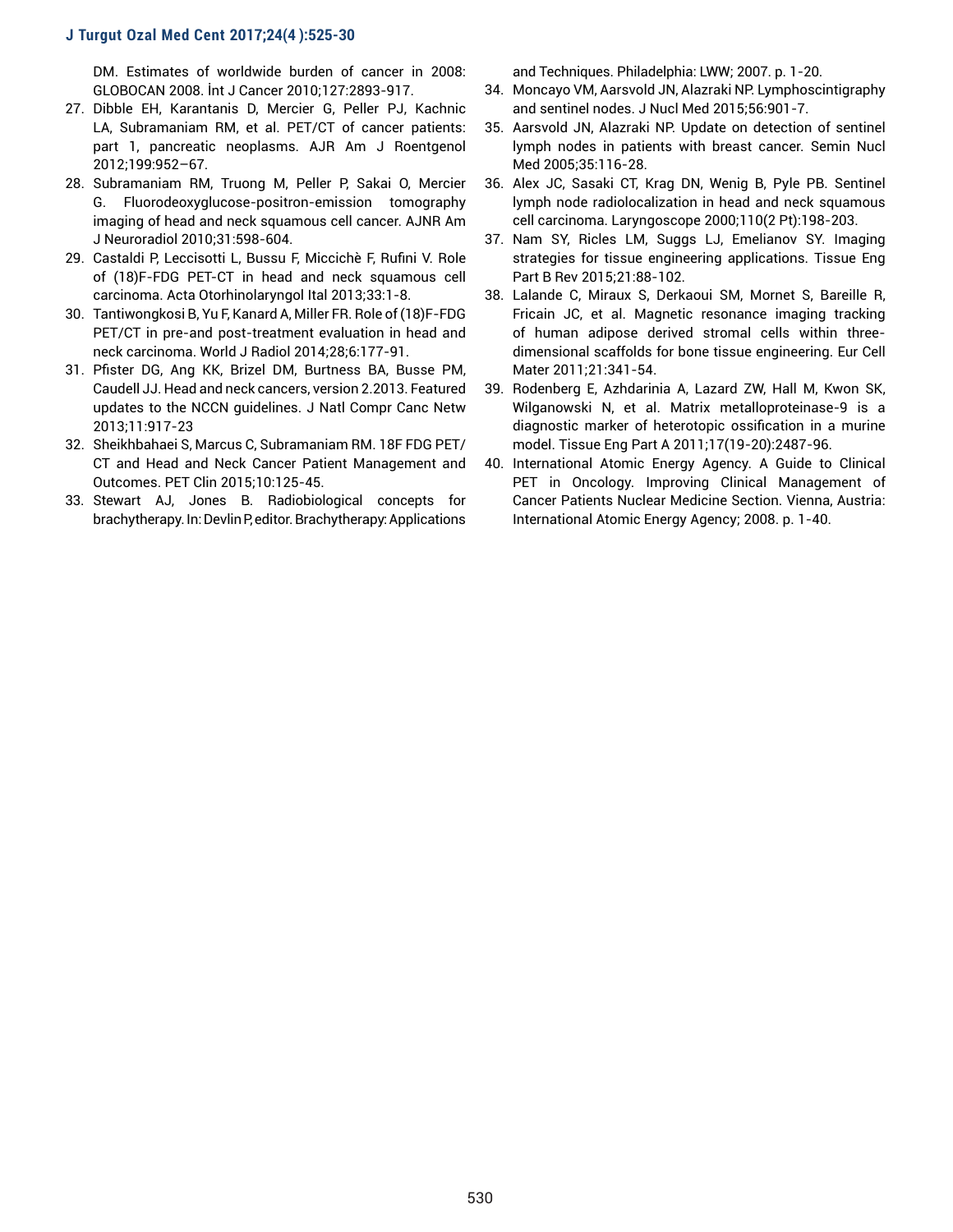DM. Estimates of worldwide burden of cancer in 2008: GLOBOCAN 2008. İnt J Cancer 2010;127:2893-917.

27. Dibble EH, Karantanis D, Mercier G, Peller PJ, Kachnic LA, Subramaniam RM, et al. PET/CT of cancer patients: part 1, pancreatic neoplasms. AJR Am J Roentgenol 2012;199:952–67.
28. Subramaniam RM, Truong M, Peller P, Sakai O, Mercier G. Fluorodeoxyglucose-positron-emission tomography imaging of head and neck squamous cell cancer. AJNR Am J Neuroradiol 2010;31:598-604.
29. Castaldi P, Leccisotti L, Bussu F, Miccichè F, Rufini V. Role of (18)F-FDG PET-CT in head and neck squamous cell carcinoma. Acta Otorhinolaryngol Ital 2013;33:1-8.
30. Tantiwongkosi B, Yu F, Kanard A, Miller FR. Role of (18)F-FDG PET/CT in pre-and post-treatment evaluation in head and neck carcinoma. World J Radiol 2014;28;6:177-91.
31. Pfister DG, Ang KK, Brizel DM, Burtness BA, Busse PM, Caudell JJ. Head and neck cancers, version 2.2013. Featured updates to the NCCN guidelines. J Natl Compr Canc Netw 2013;11:917-23
32. Sheikhbahaei S, Marcus C, Subramaniam RM. 18F FDG PET/CT and Head and Neck Cancer Patient Management and Outcomes. PET Clin 2015;10:125-45.
33. Stewart AJ, Jones B. Radiobiological concepts for brachytherapy. In: Devlin P, editor. Brachytherapy: Applications and Techniques. Philadelphia: LWW; 2007. p. 1-20.
34. Moncayo VM, Aarsvold JN, Alazraki NP. Lymphoscintigraphy and sentinel nodes. J Nucl Med 2015;56:901-7.
35. Aarsvold JN, Alazraki NP. Update on detection of sentinel lymph nodes in patients with breast cancer. Semin Nucl Med 2005;35:116-28.
36. Alex JC, Sasaki CT, Krag DN, Wenig B, Pyle PB. Sentinel lymph node radiolocalization in head and neck squamous cell carcinoma. Laryngoscope 2000;110(2 Pt):198-203.
37. Nam SY, Ricles LM, Suggs LJ, Emelianov SY. Imaging strategies for tissue engineering applications. Tissue Eng Part B Rev 2015;21:88-102.
38. Lalande C, Miraux S, Derkaoui SM, Mornet S, Bareille R, Fricain JC, et al. Magnetic resonance imaging tracking of human adipose derived stromal cells within three-dimensional scaffolds for bone tissue engineering. Eur Cell Mater 2011;21:341-54.
39. Rodenberg E, Azhdarinia A, Lazard ZW, Hall M, Kwon SK, Wilganowski N, et al. Matrix metalloproteinase-9 is a diagnostic marker of heterotopic ossification in a murine model. Tissue Eng Part A 2011;17(19-20):2487-96.
40. International Atomic Energy Agency. A Guide to Clinical PET in Oncology. Improving Clinical Management of Cancer Patients Nuclear Medicine Section. Vienna, Austria: International Atomic Energy Agency; 2008. p. 1-40.